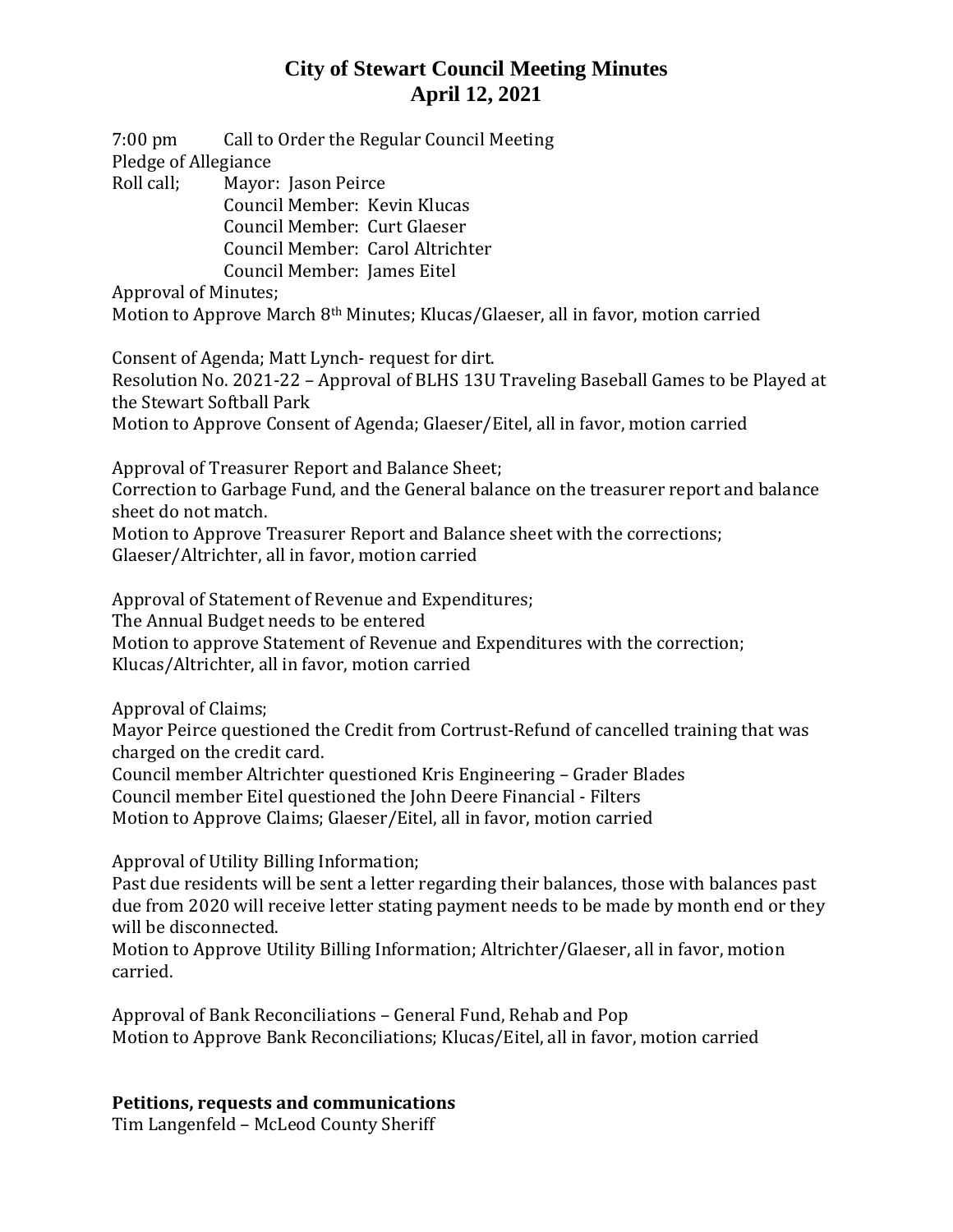# City of Stewart Council Meeting Minutes
## April 12, 2021

7:00 pm Call to Order the Regular Council Meeting

Pledge of Allegiance

Roll call; Mayor: Jason Peirce
Council Member: Kevin Klucas
Council Member: Curt Glaeser
Council Member: Carol Altrichter
Council Member: James Eitel

Approval of Minutes;

Motion to Approve March 8th Minutes; Klucas/Glaeser, all in favor, motion carried

Consent of Agenda; Matt Lynch- request for dirt.

Resolution No. 2021-22 – Approval of BLHS 13U Traveling Baseball Games to be Played at the Stewart Softball Park

Motion to Approve Consent of Agenda; Glaeser/Eitel, all in favor, motion carried

Approval of Treasurer Report and Balance Sheet;

Correction to Garbage Fund, and the General balance on the treasurer report and balance sheet do not match.

Motion to Approve Treasurer Report and Balance sheet with the corrections; Glaeser/Altrichter, all in favor, motion carried

Approval of Statement of Revenue and Expenditures;

The Annual Budget needs to be entered

Motion to approve Statement of Revenue and Expenditures with the correction; Klucas/Altrichter, all in favor, motion carried

Approval of Claims;

Mayor Peirce questioned the Credit from Cortrust-Refund of cancelled training that was charged on the credit card.

Council member Altrichter questioned Kris Engineering – Grader Blades

Council member Eitel questioned the John Deere Financial - Filters

Motion to Approve Claims; Glaeser/Eitel, all in favor, motion carried

Approval of Utility Billing Information;

Past due residents will be sent a letter regarding their balances, those with balances past due from 2020 will receive letter stating payment needs to be made by month end or they will be disconnected.

Motion to Approve Utility Billing Information; Altrichter/Glaeser, all in favor, motion carried.

Approval of Bank Reconciliations – General Fund, Rehab and Pop

Motion to Approve Bank Reconciliations; Klucas/Eitel, all in favor, motion carried

**Petitions, requests and communications**

Tim Langenfeld – McLeod County Sheriff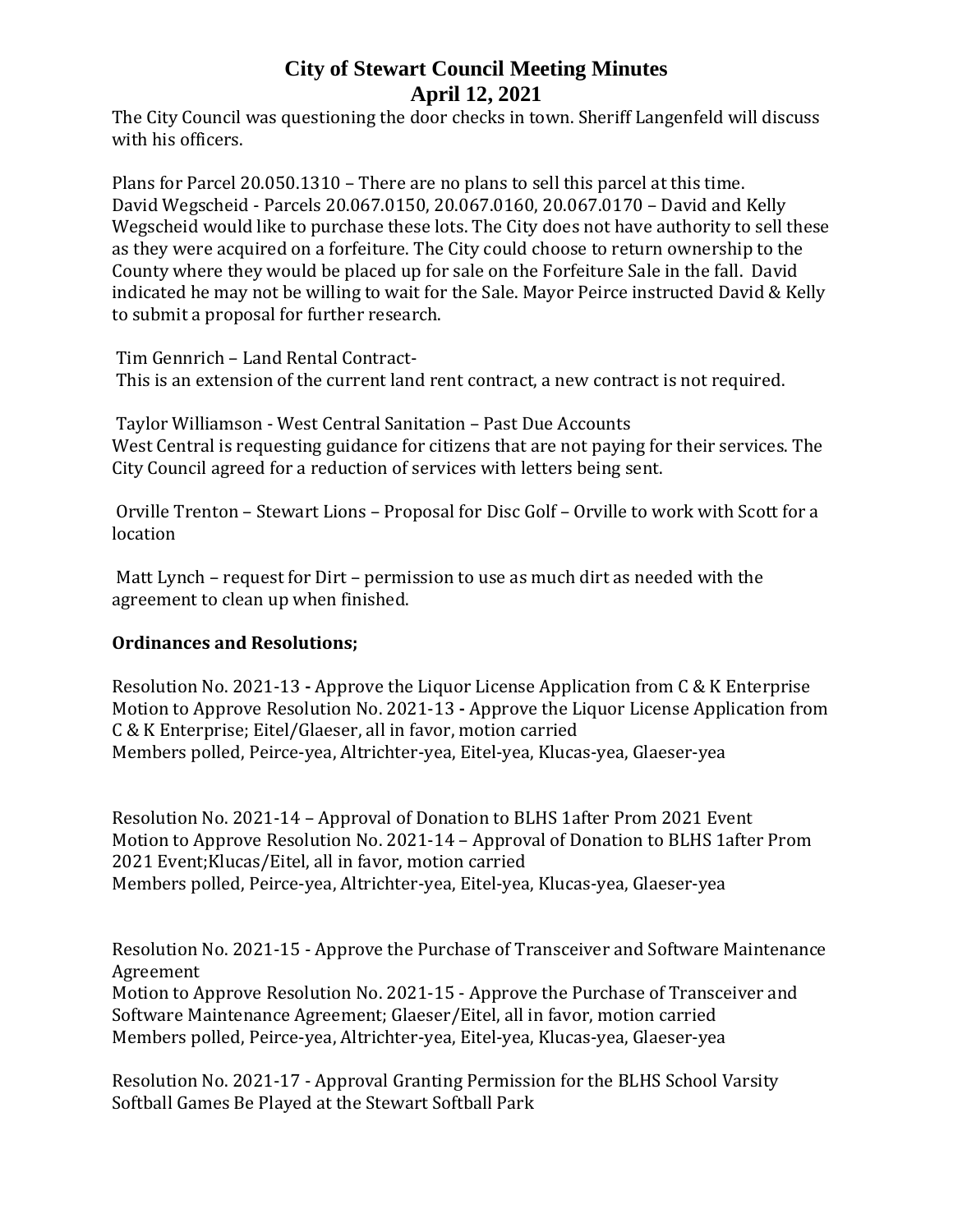# City of Stewart Council Meeting Minutes
# April 12, 2021

The City Council was questioning the door checks in town. Sheriff Langenfeld will discuss with his officers.

Plans for Parcel 20.050.1310 – There are no plans to sell this parcel at this time.
David Wegscheid - Parcels 20.067.0150, 20.067.0160, 20.067.0170 – David and Kelly Wegscheid would like to purchase these lots. The City does not have authority to sell these as they were acquired on a forfeiture. The City could choose to return ownership to the County where they would be placed up for sale on the Forfeiture Sale in the fall. David indicated he may not be willing to wait for the Sale. Mayor Peirce instructed David & Kelly to submit a proposal for further research.

Tim Gennrich – Land Rental Contract-
This is an extension of the current land rent contract, a new contract is not required.

Taylor Williamson - West Central Sanitation – Past Due Accounts
West Central is requesting guidance for citizens that are not paying for their services. The City Council agreed for a reduction of services with letters being sent.

Orville Trenton – Stewart Lions – Proposal for Disc Golf – Orville to work with Scott for a location

Matt Lynch – request for Dirt – permission to use as much dirt as needed with the agreement to clean up when finished.

**Ordinances and Resolutions;**

Resolution No. 2021-13 **-** Approve the Liquor License Application from C & K Enterprise
Motion to Approve Resolution No. 2021-13 **-** Approve the Liquor License Application from C & K Enterprise; Eitel/Glaeser, all in favor, motion carried
Members polled, Peirce-yea, Altrichter-yea, Eitel-yea, Klucas-yea, Glaeser-yea

Resolution No. 2021-14 – Approval of Donation to BLHS 1after Prom 2021 Event
Motion to Approve Resolution No. 2021-14 – Approval of Donation to BLHS 1after Prom 2021 Event;Klucas/Eitel, all in favor, motion carried
Members polled, Peirce-yea, Altrichter-yea, Eitel-yea, Klucas-yea, Glaeser-yea

Resolution No. 2021-15 - Approve the Purchase of Transceiver and Software Maintenance Agreement
Motion to Approve Resolution No. 2021-15 - Approve the Purchase of Transceiver and Software Maintenance Agreement; Glaeser/Eitel, all in favor, motion carried
Members polled, Peirce-yea, Altrichter-yea, Eitel-yea, Klucas-yea, Glaeser-yea

Resolution No. 2021-17 - Approval Granting Permission for the BLHS School Varsity Softball Games Be Played at the Stewart Softball Park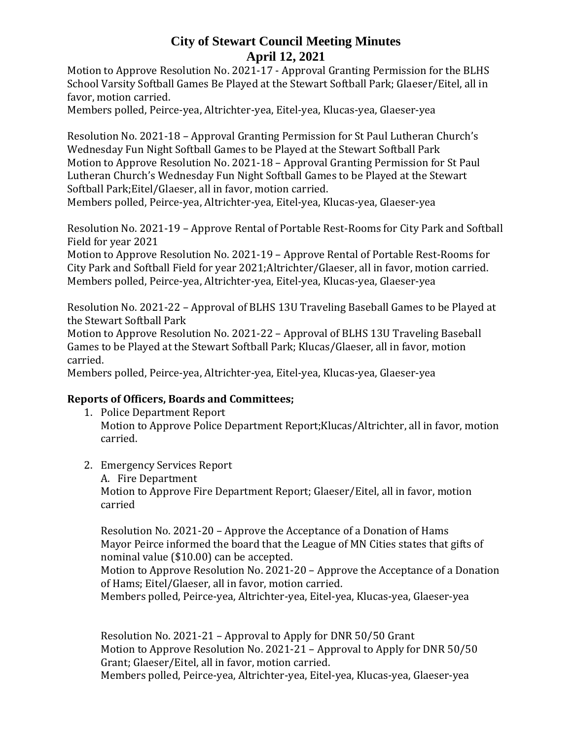# City of Stewart Council Meeting Minutes
## April 12, 2021

Motion to Approve Resolution No. 2021-17 - Approval Granting Permission for the BLHS School Varsity Softball Games Be Played at the Stewart Softball Park; Glaeser/Eitel, all in favor, motion carried.
Members polled, Peirce-yea, Altrichter-yea, Eitel-yea, Klucas-yea, Glaeser-yea

Resolution No. 2021-18 – Approval Granting Permission for St Paul Lutheran Church's Wednesday Fun Night Softball Games to be Played at the Stewart Softball Park
Motion to Approve Resolution No. 2021-18 – Approval Granting Permission for St Paul Lutheran Church's Wednesday Fun Night Softball Games to be Played at the Stewart Softball Park;Eitel/Glaeser, all in favor, motion carried.
Members polled, Peirce-yea, Altrichter-yea, Eitel-yea, Klucas-yea, Glaeser-yea

Resolution No. 2021-19 – Approve Rental of Portable Rest-Rooms for City Park and Softball Field for year 2021
Motion to Approve Resolution No. 2021-19 – Approve Rental of Portable Rest-Rooms for City Park and Softball Field for year 2021;Altrichter/Glaeser, all in favor, motion carried.
Members polled, Peirce-yea, Altrichter-yea, Eitel-yea, Klucas-yea, Glaeser-yea

Resolution No. 2021-22 – Approval of BLHS 13U Traveling Baseball Games to be Played at the Stewart Softball Park
Motion to Approve Resolution No. 2021-22 – Approval of BLHS 13U Traveling Baseball Games to be Played at the Stewart Softball Park; Klucas/Glaeser, all in favor, motion carried.
Members polled, Peirce-yea, Altrichter-yea, Eitel-yea, Klucas-yea, Glaeser-yea

**Reports of Officers, Boards and Committees;**

1. Police Department Report
   Motion to Approve Police Department Report;Klucas/Altrichter, all in favor, motion carried.

2. Emergency Services Report
   A. Fire Department
   Motion to Approve Fire Department Report; Glaeser/Eitel, all in favor, motion carried

   Resolution No. 2021-20 – Approve the Acceptance of a Donation of Hams
   Mayor Peirce informed the board that the League of MN Cities states that gifts of nominal value ($10.00) can be accepted.
   Motion to Approve Resolution No. 2021-20 – Approve the Acceptance of a Donation of Hams; Eitel/Glaeser, all in favor, motion carried.
   Members polled, Peirce-yea, Altrichter-yea, Eitel-yea, Klucas-yea, Glaeser-yea

   Resolution No. 2021-21 – Approval to Apply for DNR 50/50 Grant
   Motion to Approve Resolution No. 2021-21 – Approval to Apply for DNR 50/50 Grant; Glaeser/Eitel, all in favor, motion carried.
   Members polled, Peirce-yea, Altrichter-yea, Eitel-yea, Klucas-yea, Glaeser-yea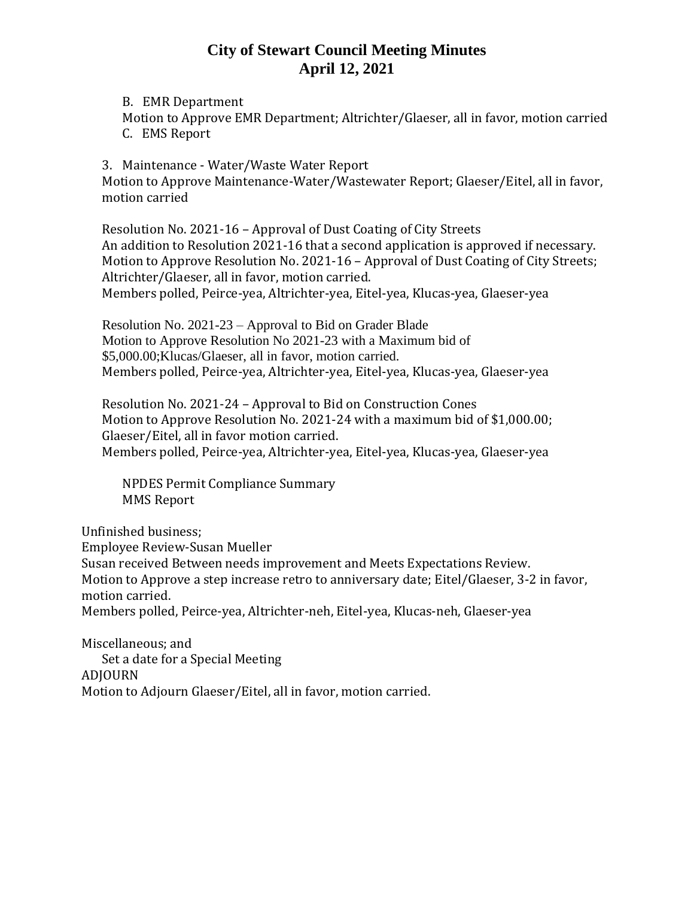B. EMR Department

Motion to Approve EMR Department; Altrichter/Glaeser, all in favor, motion carried

C. EMS Report

3. Maintenance - Water/Waste Water Report

Motion to Approve Maintenance-Water/Wastewater Report; Glaeser/Eitel, all in favor, motion carried

Resolution No. 2021-16 – Approval of Dust Coating of City Streets
An addition to Resolution 2021-16 that a second application is approved if necessary.
Motion to Approve Resolution No. 2021-16 – Approval of Dust Coating of City Streets; Altrichter/Glaeser, all in favor, motion carried.
Members polled, Peirce-yea, Altrichter-yea, Eitel-yea, Klucas-yea, Glaeser-yea

Resolution No. 2021-23 – Approval to Bid on Grader Blade
Motion to Approve Resolution No 2021-23 with a Maximum bid of $5,000.00;Klucas/Glaeser, all in favor, motion carried.
Members polled, Peirce-yea, Altrichter-yea, Eitel-yea, Klucas-yea, Glaeser-yea

Resolution No. 2021-24 – Approval to Bid on Construction Cones
Motion to Approve Resolution No. 2021-24 with a maximum bid of $1,000.00; Glaeser/Eitel, all in favor motion carried.
Members polled, Peirce-yea, Altrichter-yea, Eitel-yea, Klucas-yea, Glaeser-yea

NPDES Permit Compliance Summary
MMS Report

Unfinished business;
Employee Review-Susan Mueller
Susan received Between needs improvement and Meets Expectations Review.
Motion to Approve a step increase retro to anniversary date; Eitel/Glaeser, 3-2 in favor, motion carried.
Members polled, Peirce-yea, Altrichter-neh, Eitel-yea, Klucas-neh, Glaeser-yea

Miscellaneous; and
Set a date for a Special Meeting

ADJOURN
Motion to Adjourn Glaeser/Eitel, all in favor, motion carried.